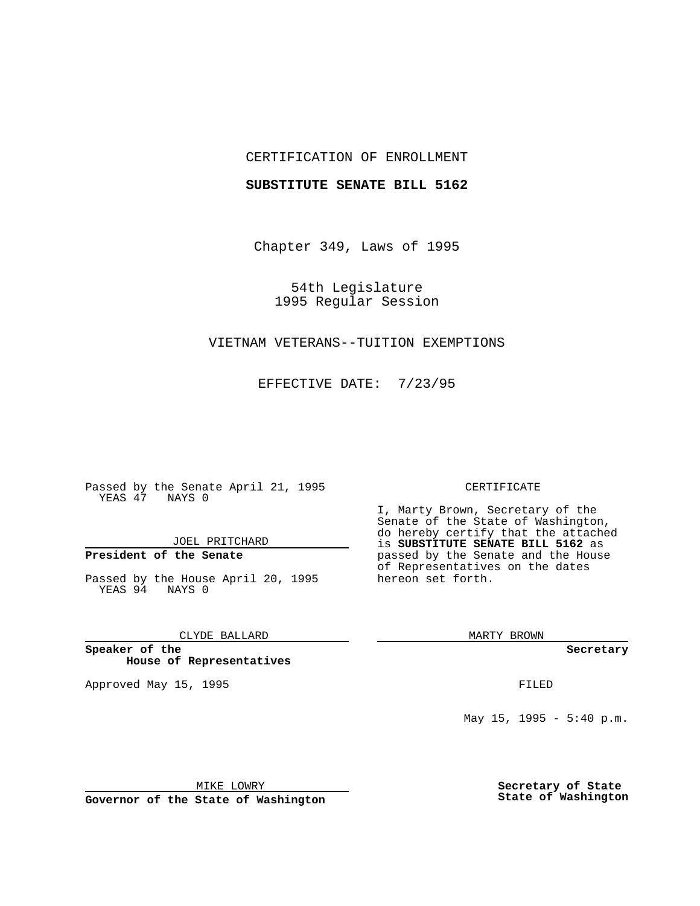CERTIFICATION OF ENROLLMENT

**SUBSTITUTE SENATE BILL 5162**

Chapter 349, Laws of 1995

54th Legislature
1995 Regular Session

VIETNAM VETERANS--TUITION EXEMPTIONS

EFFECTIVE DATE: 7/23/95

Passed by the Senate April 21, 1995
YEAS 47 NAYS 0

JOEL PRITCHARD

**President of the Senate**

Passed by the House April 20, 1995
YEAS 94 NAYS 0

CLYDE BALLARD

**Speaker of the House of Representatives**

Approved May 15, 1995

MIKE LOWRY

**Governor of the State of Washington**

CERTIFICATE

I, Marty Brown, Secretary of the Senate of the State of Washington, do hereby certify that the attached is **SUBSTITUTE SENATE BILL 5162** as passed by the Senate and the House of Representatives on the dates hereon set forth.

MARTY BROWN

**Secretary**

FILED

May 15, 1995 - 5:40 p.m.

**Secretary of State**
**State of Washington**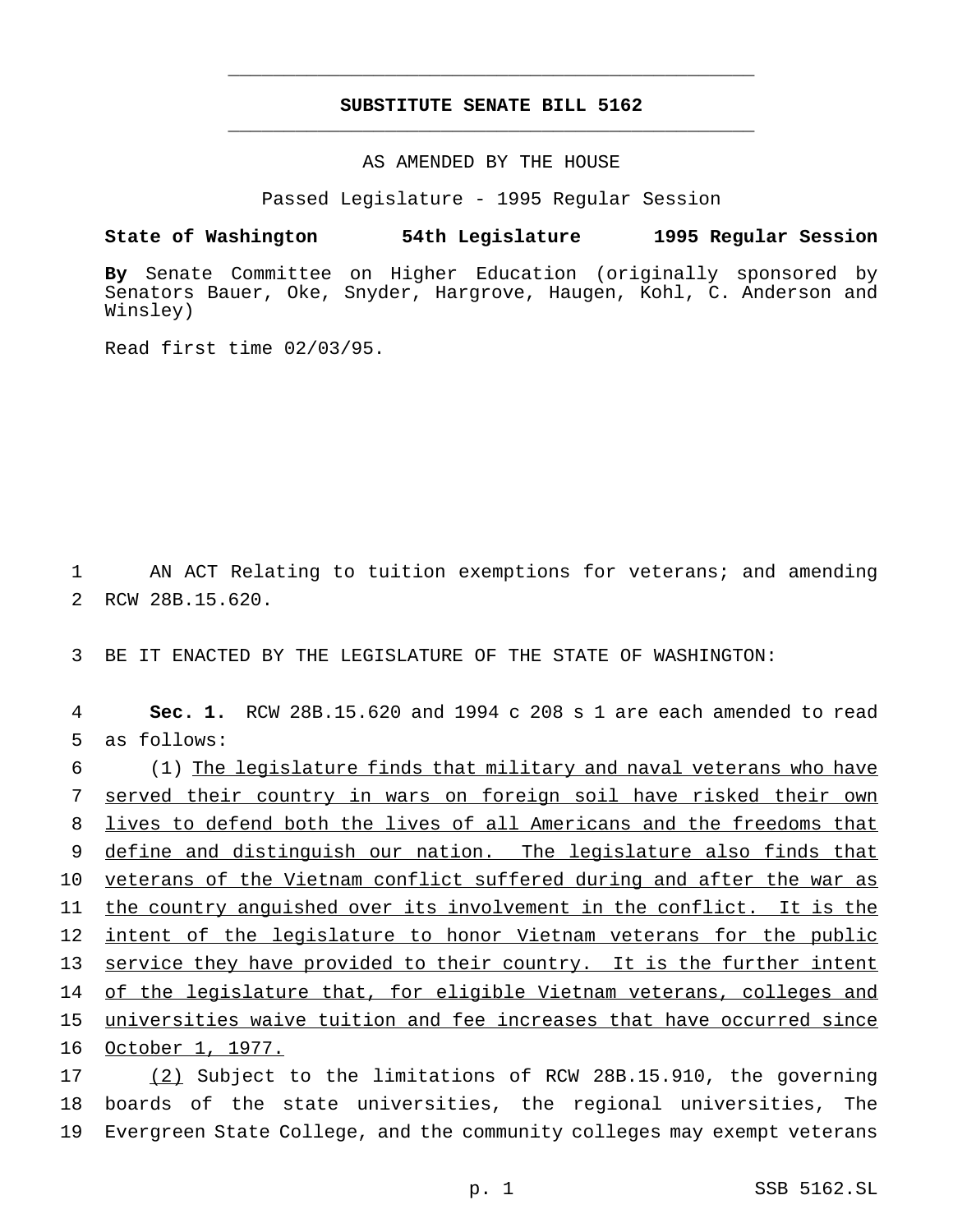# SUBSTITUTE SENATE BILL 5162

AS AMENDED BY THE HOUSE

Passed Legislature - 1995 Regular Session

**State of Washington 54th Legislature 1995 Regular Session**

**By** Senate Committee on Higher Education (originally sponsored by Senators Bauer, Oke, Snyder, Hargrove, Haugen, Kohl, C. Anderson and Winsley)

Read first time 02/03/95.

AN ACT Relating to tuition exemptions for veterans; and amending RCW 28B.15.620.

BE IT ENACTED BY THE LEGISLATURE OF THE STATE OF WASHINGTON:

**Sec. 1.** RCW 28B.15.620 and 1994 c 208 s 1 are each amended to read as follows:

(1) <u>The legislature finds that military and naval veterans who have served their country in wars on foreign soil have risked their own lives to defend both the lives of all Americans and the freedoms that define and distinguish our nation. The legislature also finds that veterans of the Vietnam conflict suffered during and after the war as the country anguished over its involvement in the conflict. It is the intent of the legislature to honor Vietnam veterans for the public service they have provided to their country. It is the further intent of the legislature that, for eligible Vietnam veterans, colleges and universities waive tuition and fee increases that have occurred since October 1, 1977.</u>

<u>(2)</u> Subject to the limitations of RCW 28B.15.910, the governing boards of the state universities, the regional universities, The Evergreen State College, and the community colleges may exempt veterans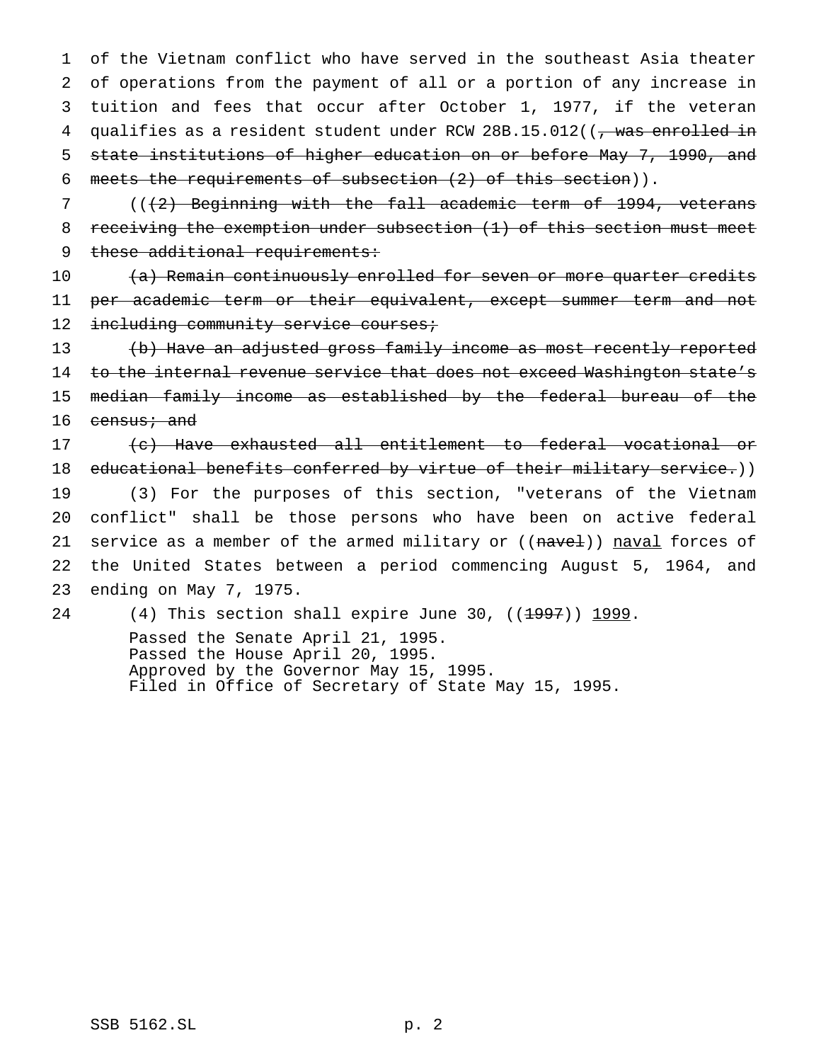of the Vietnam conflict who have served in the southeast Asia theater of operations from the payment of all or a portion of any increase in tuition and fees that occur after October 1, 1977, if the veteran qualifies as a resident student under RCW 28B.15.012((~~, was enrolled in state institutions of higher education on or before May 7, 1990, and meets the requirements of subsection (2) of this section~~)).

((~~(2) Beginning with the fall academic term of 1994, veterans receiving the exemption under subsection (1) of this section must meet these additional requirements:~~

~~(a) Remain continuously enrolled for seven or more quarter credits per academic term or their equivalent, except summer term and not including community service courses;~~

~~(b) Have an adjusted gross family income as most recently reported to the internal revenue service that does not exceed Washington state's median family income as established by the federal bureau of the census; and~~

~~(c) Have exhausted all entitlement to federal vocational or educational benefits conferred by virtue of their military service.~~))

(3) For the purposes of this section, "veterans of the Vietnam conflict" shall be those persons who have been on active federal service as a member of the armed military or ((~~navel~~)) <u>naval</u> forces of the United States between a period commencing August 5, 1964, and ending on May 7, 1975.

(4) This section shall expire June 30, ((~~1997~~)) <u>1999</u>.

Passed the Senate April 21, 1995.
Passed the House April 20, 1995.
Approved by the Governor May 15, 1995.
Filed in Office of Secretary of State May 15, 1995.